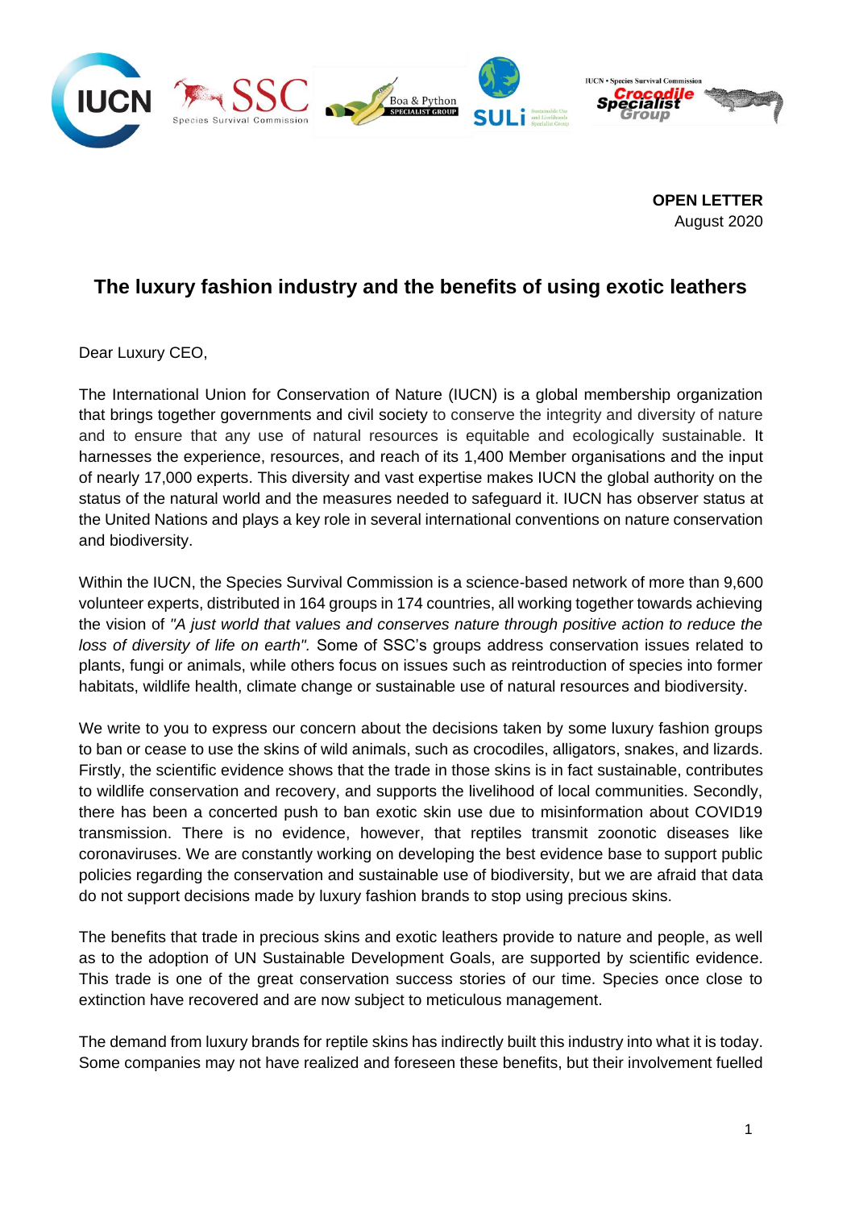**OPEN LETTER**
August 2020

## The luxury fashion industry and the benefits of using exotic leathers

Dear Luxury CEO,

The International Union for Conservation of Nature (IUCN) is a global membership organization that brings together governments and civil society to conserve the integrity and diversity of nature and to ensure that any use of natural resources is equitable and ecologically sustainable. It harnesses the experience, resources, and reach of its 1,400 Member organisations and the input of nearly 17,000 experts. This diversity and vast expertise makes IUCN the global authority on the status of the natural world and the measures needed to safeguard it. IUCN has observer status at the United Nations and plays a key role in several international conventions on nature conservation and biodiversity.

Within the IUCN, the Species Survival Commission is a science-based network of more than 9,600 volunteer experts, distributed in 164 groups in 174 countries, all working together towards achieving the vision of *"A just world that values and conserves nature through positive action to reduce the loss of diversity of life on earth".* Some of SSC's groups address conservation issues related to plants, fungi or animals, while others focus on issues such as reintroduction of species into former habitats, wildlife health, climate change or sustainable use of natural resources and biodiversity.

We write to you to express our concern about the decisions taken by some luxury fashion groups to ban or cease to use the skins of wild animals, such as crocodiles, alligators, snakes, and lizards. Firstly, the scientific evidence shows that the trade in those skins is in fact sustainable, contributes to wildlife conservation and recovery, and supports the livelihood of local communities. Secondly, there has been a concerted push to ban exotic skin use due to misinformation about COVID19 transmission. There is no evidence, however, that reptiles transmit zoonotic diseases like coronaviruses. We are constantly working on developing the best evidence base to support public policies regarding the conservation and sustainable use of biodiversity, but we are afraid that data do not support decisions made by luxury fashion brands to stop using precious skins.

The benefits that trade in precious skins and exotic leathers provide to nature and people, as well as to the adoption of UN Sustainable Development Goals, are supported by scientific evidence. This trade is one of the great conservation success stories of our time. Species once close to extinction have recovered and are now subject to meticulous management.

The demand from luxury brands for reptile skins has indirectly built this industry into what it is today. Some companies may not have realized and foreseen these benefits, but their involvement fuelled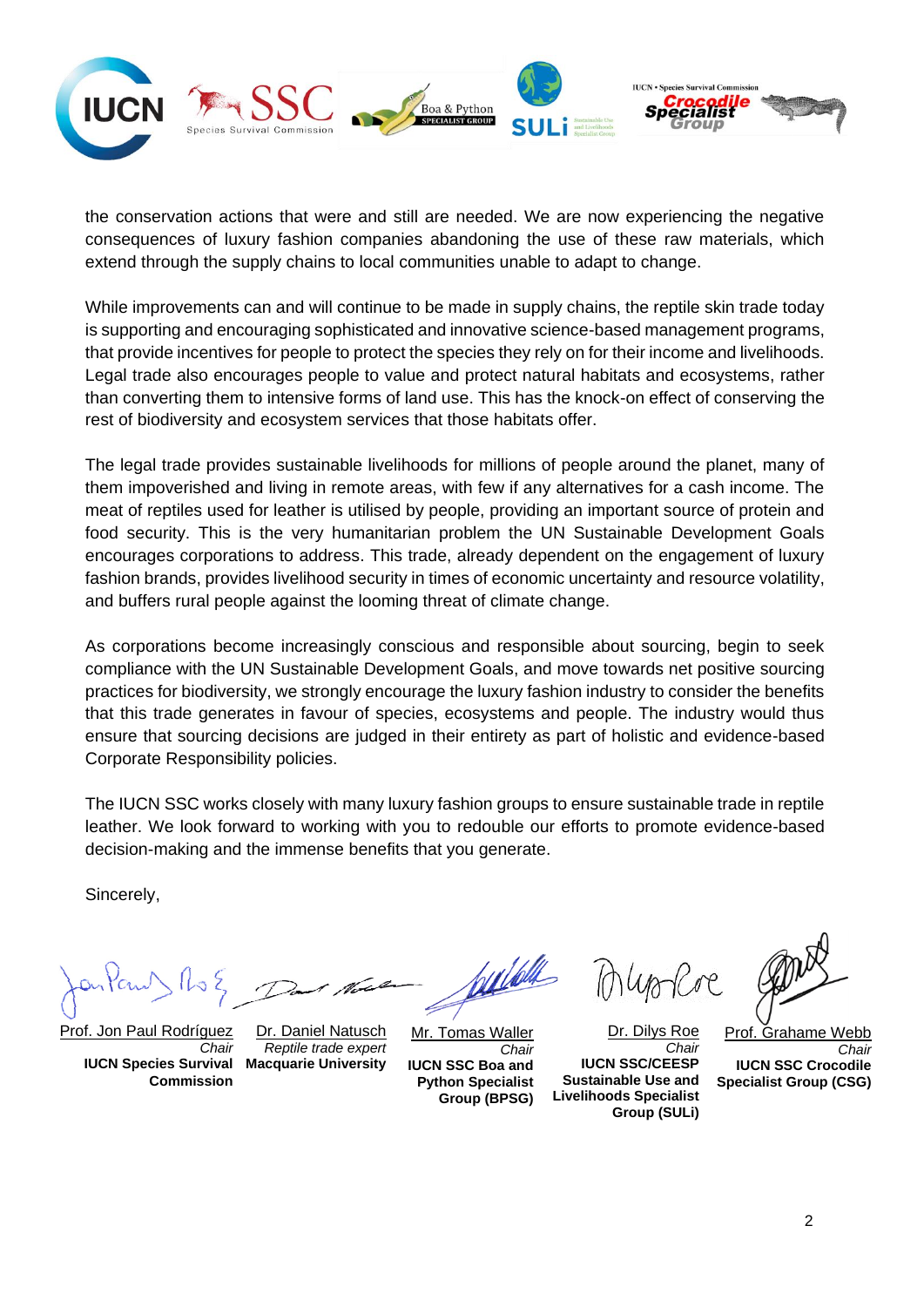the conservation actions that were and still are needed. We are now experiencing the negative consequences of luxury fashion companies abandoning the use of these raw materials, which extend through the supply chains to local communities unable to adapt to change.

While improvements can and will continue to be made in supply chains, the reptile skin trade today is supporting and encouraging sophisticated and innovative science-based management programs, that provide incentives for people to protect the species they rely on for their income and livelihoods. Legal trade also encourages people to value and protect natural habitats and ecosystems, rather than converting them to intensive forms of land use. This has the knock-on effect of conserving the rest of biodiversity and ecosystem services that those habitats offer.

The legal trade provides sustainable livelihoods for millions of people around the planet, many of them impoverished and living in remote areas, with few if any alternatives for a cash income. The meat of reptiles used for leather is utilised by people, providing an important source of protein and food security. This is the very humanitarian problem the UN Sustainable Development Goals encourages corporations to address. This trade, already dependent on the engagement of luxury fashion brands, provides livelihood security in times of economic uncertainty and resource volatility, and buffers rural people against the looming threat of climate change.

As corporations become increasingly conscious and responsible about sourcing, begin to seek compliance with the UN Sustainable Development Goals, and move towards net positive sourcing practices for biodiversity, we strongly encourage the luxury fashion industry to consider the benefits that this trade generates in favour of species, ecosystems and people. The industry would thus ensure that sourcing decisions are judged in their entirety as part of holistic and evidence-based Corporate Responsibility policies.

The IUCN SSC works closely with many luxury fashion groups to ensure sustainable trade in reptile leather. We look forward to working with you to redouble our efforts to promote evidence-based decision-making and the immense benefits that you generate.

Sincerely,

Prof. Jon Paul Rodríguez
*Chair*
**IUCN Species Survival Commission**

Dr. Daniel Natusch
*Reptile trade expert*
**Macquarie University**

Mr. Tomas Waller
*Chair*
**IUCN SSC Boa and Python Specialist Group (BPSG)**

Dr. Dilys Roe
*Chair*
**IUCN SSC/CEESP Sustainable Use and Livelihoods Specialist Group (SULi)**

Prof. Grahame Webb
*Chair*
**IUCN SSC Crocodile Specialist Group (CSG)**